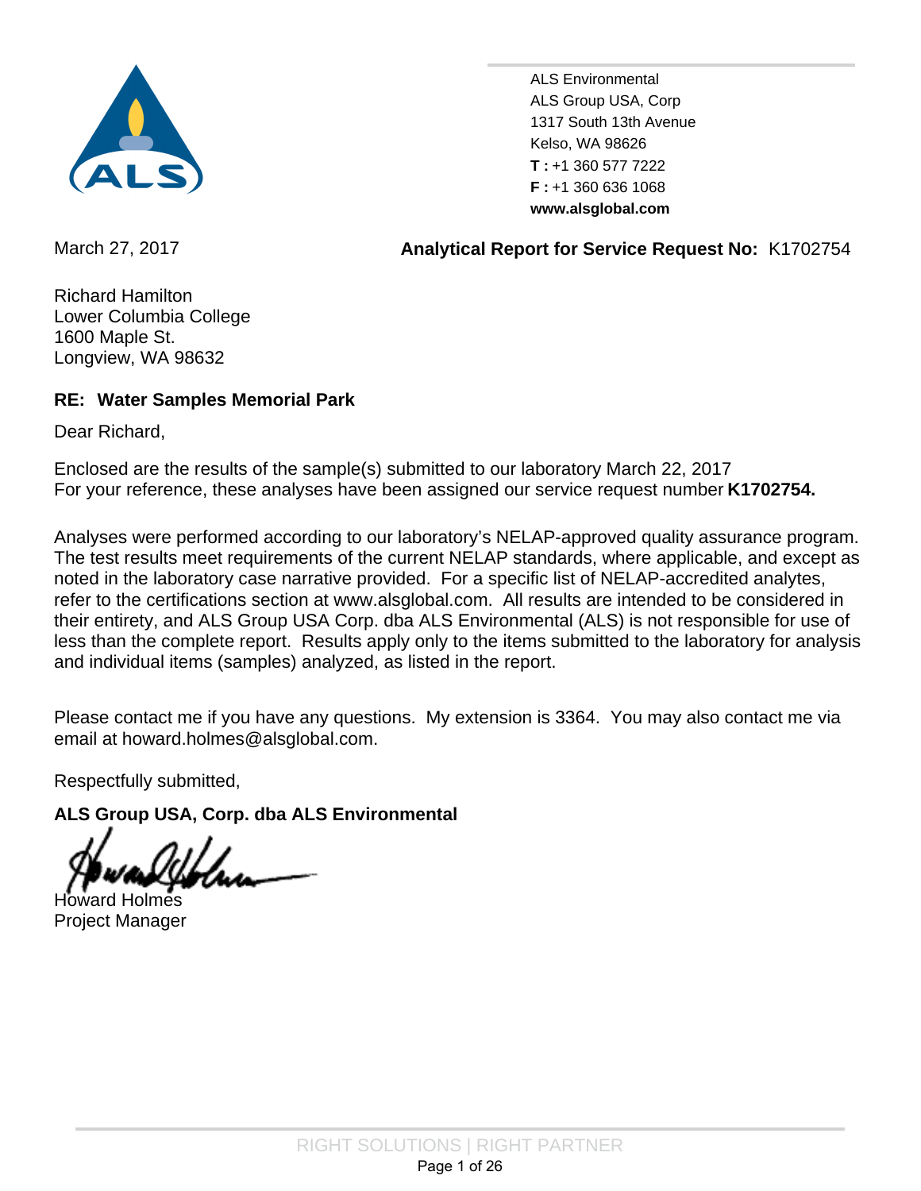ALS Environmental
ALS Group USA, Corp
1317 South 13th Avenue
Kelso, WA 98626
**T :** +1 360 577 7222
**F :** +1 360 636 1068
**www.alsglobal.com**

March 27, 2017

**Analytical Report for Service Request No:** K1702754

Richard Hamilton
Lower Columbia College
1600 Maple St.
Longview, WA 98632

**RE: Water Samples Memorial Park**

Dear Richard,

Enclosed are the results of the sample(s) submitted to our laboratory March 22, 2017
For your reference, these analyses have been assigned our service request number **K1702754.**

Analyses were performed according to our laboratory's NELAP-approved quality assurance program. The test results meet requirements of the current NELAP standards, where applicable, and except as noted in the laboratory case narrative provided. For a specific list of NELAP-accredited analytes, refer to the certifications section at www.alsglobal.com. All results are intended to be considered in their entirety, and ALS Group USA Corp. dba ALS Environmental (ALS) is not responsible for use of less than the complete report. Results apply only to the items submitted to the laboratory for analysis and individual items (samples) analyzed, as listed in the report.

Please contact me if you have any questions. My extension is 3364. You may also contact me via email at howard.holmes@alsglobal.com.

Respectfully submitted,

**ALS Group USA, Corp. dba ALS Environmental**

Howard Holmes
Project Manager

RIGHT SOLUTIONS | RIGHT PARTNER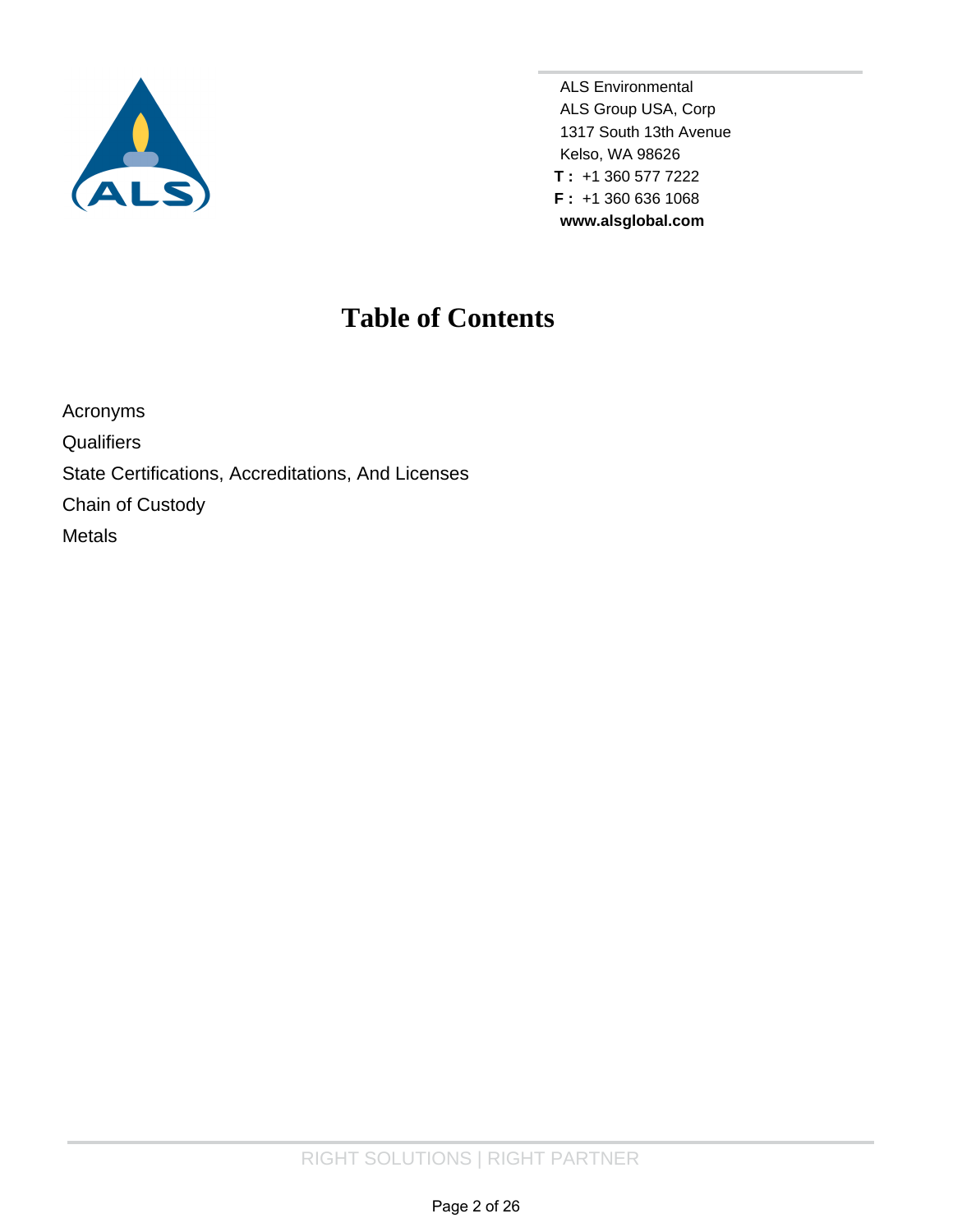ALS Environmental
ALS Group USA, Corp
1317 South 13th Avenue
Kelso, WA 98626
**T :** +1 360 577 7222
**F :** +1 360 636 1068
**www.alsglobal.com**

# Table of Contents

Acronyms
Qualifiers
State Certifications, Accreditations, And Licenses
Chain of Custody
Metals

RIGHT SOLUTIONS | RIGHT PARTNER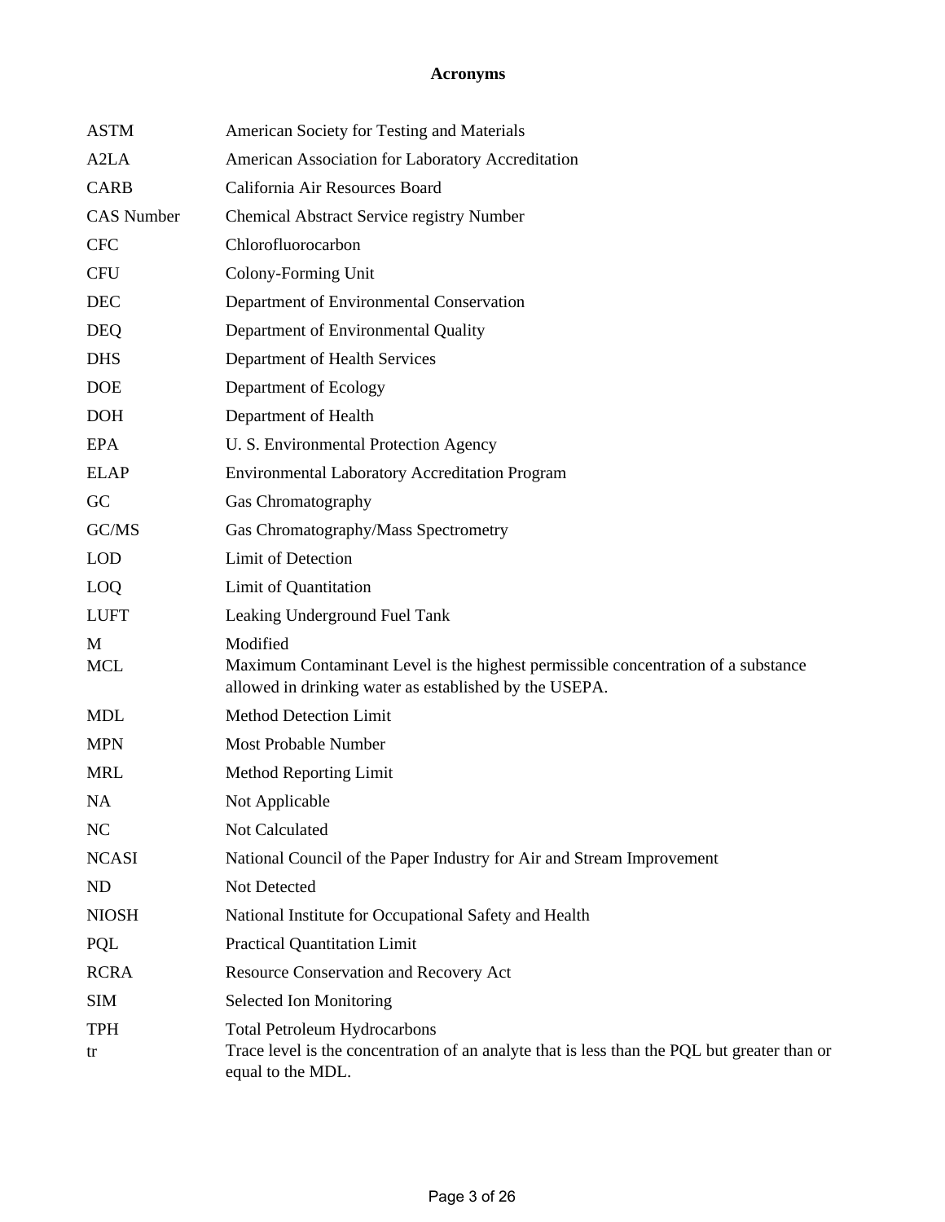# Acronyms

| | |
|---|---|
| ASTM | American Society for Testing and Materials |
| A2LA | American Association for Laboratory Accreditation |
| CARB | California Air Resources Board |
| CAS Number | Chemical Abstract Service registry Number |
| CFC | Chlorofluorocarbon |
| CFU | Colony-Forming Unit |
| DEC | Department of Environmental Conservation |
| DEQ | Department of Environmental Quality |
| DHS | Department of Health Services |
| DOE | Department of Ecology |
| DOH | Department of Health |
| EPA | U. S. Environmental Protection Agency |
| ELAP | Environmental Laboratory Accreditation Program |
| GC | Gas Chromatography |
| GC/MS | Gas Chromatography/Mass Spectrometry |
| LOD | Limit of Detection |
| LOQ | Limit of Quantitation |
| LUFT | Leaking Underground Fuel Tank |
| M | Modified |
| MCL | Maximum Contaminant Level is the highest permissible concentration of a substance allowed in drinking water as established by the USEPA. |
| MDL | Method Detection Limit |
| MPN | Most Probable Number |
| MRL | Method Reporting Limit |
| NA | Not Applicable |
| NC | Not Calculated |
| NCASI | National Council of the Paper Industry for Air and Stream Improvement |
| ND | Not Detected |
| NIOSH | National Institute for Occupational Safety and Health |
| PQL | Practical Quantitation Limit |
| RCRA | Resource Conservation and Recovery Act |
| SIM | Selected Ion Monitoring |
| TPH | Total Petroleum Hydrocarbons |
| tr | Trace level is the concentration of an analyte that is less than the PQL but greater than or equal to the MDL. |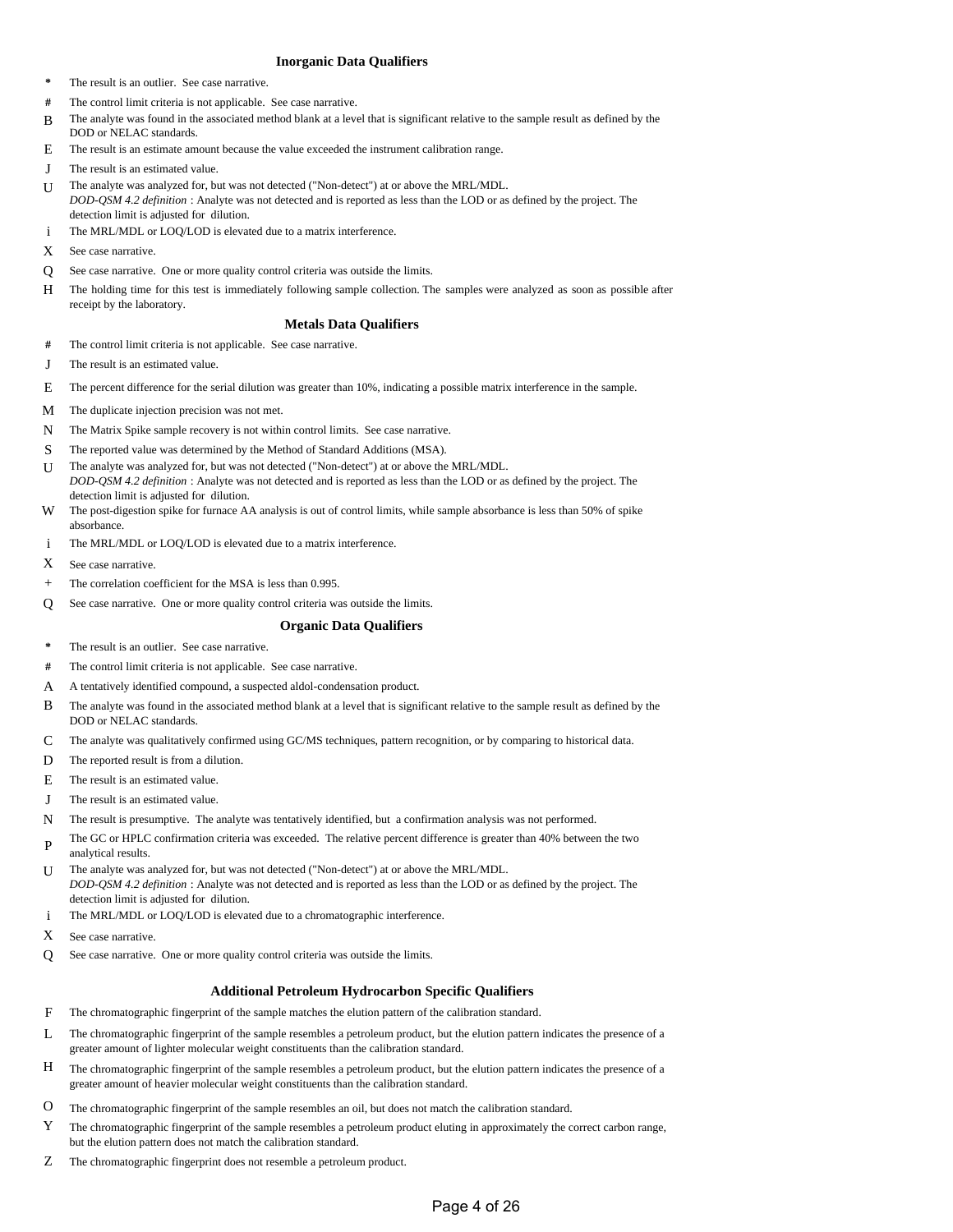### Inorganic Data Qualifiers

| Qualifier | Description |
|---|---|
| * | The result is an outlier. See case narrative. |
| # | The control limit criteria is not applicable. See case narrative. |
| B | The analyte was found in the associated method blank at a level that is significant relative to the sample result as defined by the DOD or NELAC standards. |
| E | The result is an estimate amount because the value exceeded the instrument calibration range. |
| J | The result is an estimated value. |
| U | The analyte was analyzed for, but was not detected ("Non-detect") at or above the MRL/MDL. *DOD-QSM 4.2 definition* : Analyte was not detected and is reported as less than the LOD or as defined by the project. The detection limit is adjusted for dilution. |
| i | The MRL/MDL or LOQ/LOD is elevated due to a matrix interference. |
| X | See case narrative. |
| Q | See case narrative. One or more quality control criteria was outside the limits. |
| H | The holding time for this test is immediately following sample collection. The samples were analyzed as soon as possible after receipt by the laboratory. |

### Metals Data Qualifiers

| Qualifier | Description |
|---|---|
| # | The control limit criteria is not applicable. See case narrative. |
| J | The result is an estimated value. |
| E | The percent difference for the serial dilution was greater than 10%, indicating a possible matrix interference in the sample. |
| M | The duplicate injection precision was not met. |
| N | The Matrix Spike sample recovery is not within control limits. See case narrative. |
| S | The reported value was determined by the Method of Standard Additions (MSA). |
| U | The analyte was analyzed for, but was not detected ("Non-detect") at or above the MRL/MDL. *DOD-QSM 4.2 definition* : Analyte was not detected and is reported as less than the LOD or as defined by the project. The detection limit is adjusted for dilution. |
| W | The post-digestion spike for furnace AA analysis is out of control limits, while sample absorbance is less than 50% of spike absorbance. |
| i | The MRL/MDL or LOQ/LOD is elevated due to a matrix interference. |
| X | See case narrative. |
| + | The correlation coefficient for the MSA is less than 0.995. |
| Q | See case narrative. One or more quality control criteria was outside the limits. |

### Organic Data Qualifiers

| Qualifier | Description |
|---|---|
| * | The result is an outlier. See case narrative. |
| # | The control limit criteria is not applicable. See case narrative. |
| A | A tentatively identified compound, a suspected aldol-condensation product. |
| B | The analyte was found in the associated method blank at a level that is significant relative to the sample result as defined by the DOD or NELAC standards. |
| C | The analyte was qualitatively confirmed using GC/MS techniques, pattern recognition, or by comparing to historical data. |
| D | The reported result is from a dilution. |
| E | The result is an estimated value. |
| J | The result is an estimated value. |
| N | The result is presumptive. The analyte was tentatively identified, but a confirmation analysis was not performed. |
| P | The GC or HPLC confirmation criteria was exceeded. The relative percent difference is greater than 40% between the two analytical results. |
| U | The analyte was analyzed for, but was not detected ("Non-detect") at or above the MRL/MDL. *DOD-QSM 4.2 definition* : Analyte was not detected and is reported as less than the LOD or as defined by the project. The detection limit is adjusted for dilution. |
| i | The MRL/MDL or LOQ/LOD is elevated due to a chromatographic interference. |
| X | See case narrative. |
| Q | See case narrative. One or more quality control criteria was outside the limits. |

### Additional Petroleum Hydrocarbon Specific Qualifiers

| Qualifier | Description |
|---|---|
| F | The chromatographic fingerprint of the sample matches the elution pattern of the calibration standard. |
| L | The chromatographic fingerprint of the sample resembles a petroleum product, but the elution pattern indicates the presence of a greater amount of lighter molecular weight constituents than the calibration standard. |
| H | The chromatographic fingerprint of the sample resembles a petroleum product, but the elution pattern indicates the presence of a greater amount of heavier molecular weight constituents than the calibration standard. |
| O | The chromatographic fingerprint of the sample resembles an oil, but does not match the calibration standard. |
| Y | The chromatographic fingerprint of the sample resembles a petroleum product eluting in approximately the correct carbon range, but the elution pattern does not match the calibration standard. |
| Z | The chromatographic fingerprint does not resemble a petroleum product. |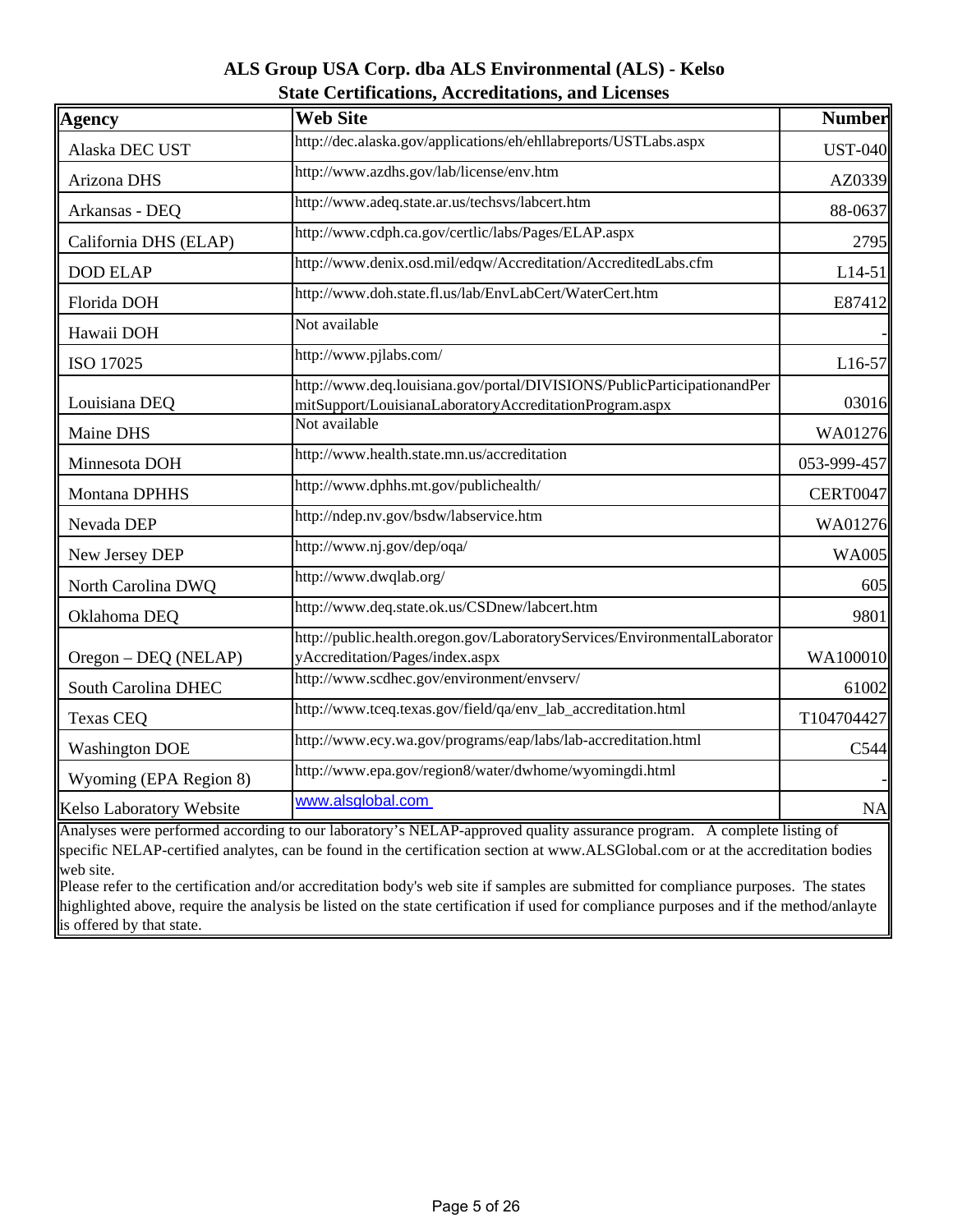# ALS Group USA Corp. dba ALS Environmental (ALS) - Kelso

## State Certifications, Accreditations, and Licenses

| Agency | Web Site | Number |
|---|---|---|
| Alaska DEC UST | http://dec.alaska.gov/applications/eh/ehllabreports/USTLabs.aspx | UST-040 |
| Arizona DHS | http://www.azdhs.gov/lab/license/env.htm | AZ0339 |
| Arkansas - DEQ | http://www.adeq.state.ar.us/techsvs/labcert.htm | 88-0637 |
| California DHS (ELAP) | http://www.cdph.ca.gov/certlic/labs/Pages/ELAP.aspx | 2795 |
| DOD ELAP | http://www.denix.osd.mil/edqw/Accreditation/AccreditedLabs.cfm | L14-51 |
| Florida DOH | http://www.doh.state.fl.us/lab/EnvLabCert/WaterCert.htm | E87412 |
| Hawaii DOH | Not available | - |
| ISO 17025 | http://www.pjlabs.com/ | L16-57 |
| Louisiana DEQ | http://www.deq.louisiana.gov/portal/DIVISIONS/PublicParticipationandPermitSupport/LouisianaLaboratoryAccreditationProgram.aspx | 03016 |
| Maine DHS | Not available | WA01276 |
| Minnesota DOH | http://www.health.state.mn.us/accreditation | 053-999-457 |
| Montana DPHHS | http://www.dphhs.mt.gov/publichealth/ | CERT0047 |
| Nevada DEP | http://ndep.nv.gov/bsdw/labservice.htm | WA01276 |
| New Jersey DEP | http://www.nj.gov/dep/oqa/ | WA005 |
| North Carolina DWQ | http://www.dwqlab.org/ | 605 |
| Oklahoma DEQ | http://www.deq.state.ok.us/CSDnew/labcert.htm | 9801 |
| Oregon – DEQ (NELAP) | http://public.health.oregon.gov/LaboratoryServices/EnvironmentalLaboratoryAccreditation/Pages/index.aspx | WA100010 |
| South Carolina DHEC | http://www.scdhec.gov/environment/envserv/ | 61002 |
| Texas CEQ | http://www.tceq.texas.gov/field/qa/env_lab_accreditation.html | T104704427 |
| Washington DOE | http://www.ecy.wa.gov/programs/eap/labs/lab-accreditation.html | C544 |
| Wyoming (EPA Region 8) | http://www.epa.gov/region8/water/dwhome/wyomingdi.html | - |
| Kelso Laboratory Website | www.alsglobal.com | NA |

Analyses were performed according to our laboratory's NELAP-approved quality assurance program. A complete listing of specific NELAP-certified analytes, can be found in the certification section at www.ALSGlobal.com or at the accreditation bodies web site.

Please refer to the certification and/or accreditation body's web site if samples are submitted for compliance purposes. The states highlighted above, require the analysis be listed on the state certification if used for compliance purposes and if the method/anlayte is offered by that state.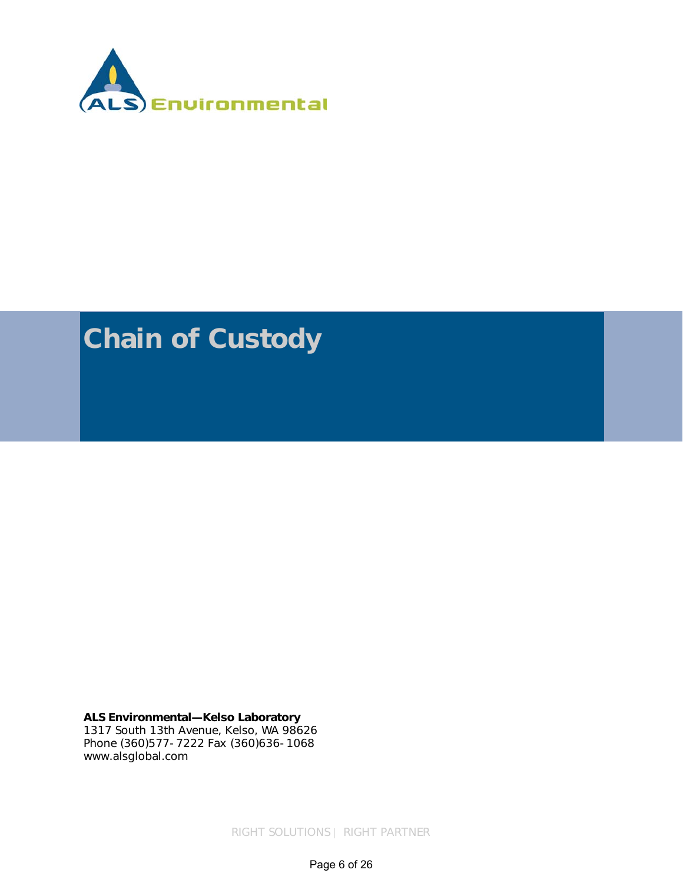ALS Environmental

# Chain of Custody

**ALS Environmental—Kelso Laboratory**
1317 South 13th Avenue, Kelso, WA 98626
Phone (360)577-7222 Fax (360)636-1068
www.alsglobal.com

RIGHT SOLUTIONS | RIGHT PARTNER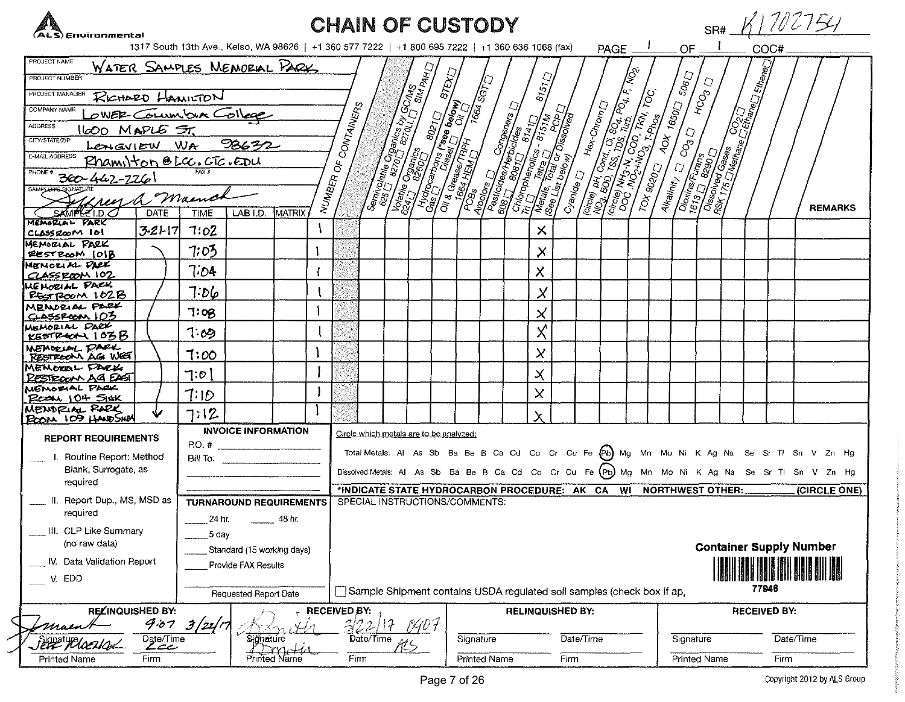# ALS Environmental

# CHAIN OF CUSTODY

SR# K1702754

1317 South 13th Ave., Kelso, WA 98626 | +1 360 577 7222 | +1 800 695 7222 | +1 360 636 1068 (fax)

PAGE 1 OF 1 COC#

| | |
|---|---|
| PROJECT NAME | WATER SAMPLES MEMORIAL PARK |
| PROJECT NUMBER | |
| PROJECT MANAGER | RICHARD HAMILTON |
| COMPANY NAME | LOWER COLUMBIA College |
| ADDRESS | 1600 MAPLE ST. |
| CITY/STATE/ZIP | LONGVIEW WA 98632 |
| E-MAIL ADDRESS | Rhamilton@LCC.CTC.EDU |
| PHONE # | 360-442-2261 |
| FAX # | |
| SAMPLER'S SIGNATURE | Jeffrey A Maenck |

| SAMPLE I.D. | DATE | TIME | LAB I.D. | MATRIX | NUMBER OF CONTAINERS | Semivolatile Organics by GC/MS 625☐ 8270☐ 8270LL☐ SIM PAH☐ | Volatile Organics 624☐ 8260☐ 8021☐ BTEX☐ | Hydrocarbons (*see below) Gas☐ Diesel☐ Oil☐ | Oil & Grease/TRPH 1664 HEM☐ 1664 SGT☐ | PCBs Aroclors☐ Congeners☐ | Pesticides/Herbicides 608☐ 8081☐ 8141☐ 8151☐ | Chlorophenolics - 8151M Tri☐ Tetra☐ PCP☐ | Metals, Total or Dissolved (See List below) | Cyanide☐ Hex-Chrom☐ | (circle) pH Cond., Cl, SO4, PO4, F, NO2, NO3, BOD, TSS, TDS, Turb. | (circle) NH3-N, COD, TKN, TOC, DOC, NO2+NO3, T-Phos | TOX 9020☐ AOX 1650☐ | Alkalinity☐ CO3☐ HCO3☐ | Dioxins/Furans 1613☐ 8290☐ | Dissolved Gases RSK 175☐ Methane☐ Ethane☐ Ethene☐ CO2☐ | | | REMARKS |
|---|---|---|---|---|---|---|---|---|---|---|---|---|---|---|---|---|---|---|---|---|---|---|---|
| MEMORIAL PARK CLASSROOM 101 | 3-21-17 | 7:02 | | | 1 | | | | | | | | X | | | | | | | | | | |
| MEMORIAL PARK RESTROOM 101B | ↓ | 7:03 | | | 1 | | | | | | | | X | | | | | | | | | | |
| MEMORIAL PARK CLASSROOM 102 | ↓ | 7:04 | | | 1 | | | | | | | | X | | | | | | | | | | |
| MEMORIAL PARK RESTROOM 102B | ↓ | 7:06 | | | 1 | | | | | | | | X | | | | | | | | | | |
| MEMORIAL PARK CLASSROOM 103 | ↓ | 7:08 | | | 1 | | | | | | | | X | | | | | | | | | | |
| MEMORIAL PARK RESTROOM 103B | ↓ | 7:09 | | | 1 | | | | | | | | X | | | | | | | | | | |
| MEMORIAL PARK RESTROOM AG WEST | ↓ | 7:00 | | | 1 | | | | | | | | X | | | | | | | | | | |
| MEMORIAL PARK RESTROOM AG EAST | ↓ | 7:01 | | | 1 | | | | | | | | X | | | | | | | | | | |
| MEMORIAL PARK ROOM 104 SINK | ↓ | 7:10 | | | 1 | | | | | | | | X | | | | | | | | | | |
| MEMORIAL PARK ROOM 109 HANDSINK | ↓ | 7:12 | | | 1 | | | | | | | | X | | | | | | | | | | |

**REPORT REQUIREMENTS**

- ___ I. Routine Report: Method Blank, Surrogate, as required
- ___ II. Report Dup., MS, MSD as required
- ___ III. CLP Like Summary (no raw data)
- ___ IV. Data Validation Report
- ___ V. EDD

**INVOICE INFORMATION**

P.O. #
Bill To:

**TURNAROUND REQUIREMENTS**

- ___ 24 hr. ___ 48 hr.
- ___ 5 day
- ___ Standard (15 working days)
- ___ Provide FAX Results

Requested Report Date

Circle which metals are to be analyzed:

Total Metals: Al As Sb Ba Be B Ca Cd Co Cr Cu Fe **(Pb)** Mg Mn Mo Ni K Ag Na Se Sr Tl Sn V Zn Hg

Dissolved Metals: Al As Sb Ba Be B Ca Cd Co Cr Cu Fe **(Pb)** Mg Mn Mo Ni K Ag Na Se Sr Tl Sn V Zn Hg

*INDICATE STATE HYDROCARBON PROCEDURE: AK CA WI NORTHWEST OTHER: ______ (CIRCLE ONE)

SPECIAL INSTRUCTIONS/COMMENTS:

**Container Supply Number** 77946

☐ Sample Shipment contains USDA regulated soil samples (check box if ap,

| RELINQUISHED BY: | | RECEIVED BY: | | RELINQUISHED BY: | | RECEIVED BY: | |
|---|---|---|---|---|---|---|---|
| Signature: JMaenck | Date/Time: 9:07 3/22/17 | Signature: B Smith | Date/Time: 3/22/17 0907 | Signature | Date/Time | Signature | Date/Time |
| Printed Name: Jeff Maenck | Firm: LCC | Printed Name: B Smith | Firm: ALS | Printed Name | Firm | Printed Name | Firm |

Copyright 2012 by ALS Group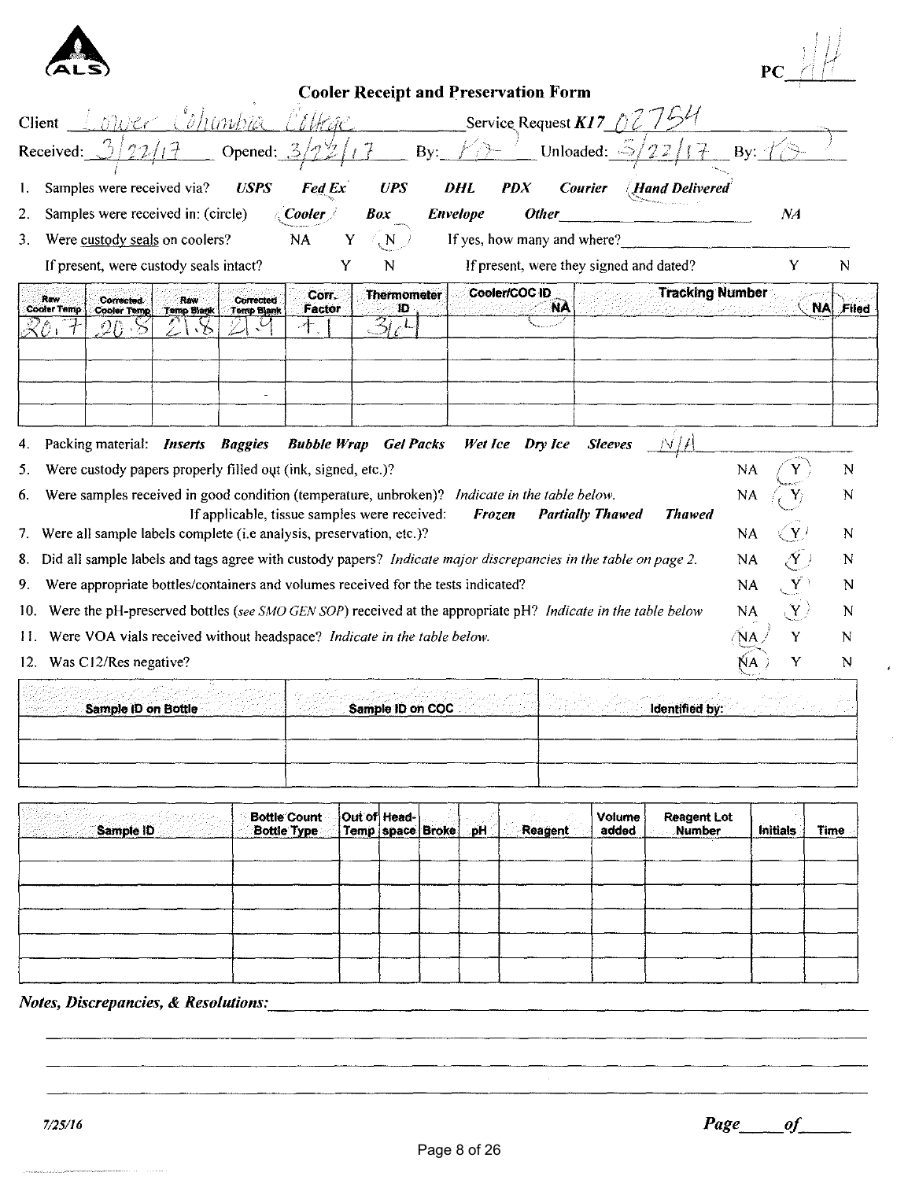ALS

PC HH

## Cooler Receipt and Preservation Form

Client: Lower Columbia College  Service Request K17 02754

Received: 3/22/17  Opened: 3/22/17  By: KD  Unloaded: 3/22/17  By: KD

1. Samples were received via? USPS  Fed Ex  UPS  DHL  PDX  Courier  **(Hand Delivered)**
2. Samples were received in: (circle) **(Cooler)**  Box  Envelope  Other ______  NA
3. Were custody seals on coolers? NA  Y  **(N)**  If yes, how many and where? ______

   If present, were custody seals intact? Y  N  If present, were they signed and dated? Y  N

| Raw Cooler Temp | Corrected Cooler Temp | Raw Temp Blank | Corrected Temp Blank | Corr. Factor | Thermometer ID | Cooler/COC ID NA | Tracking Number NA | Filed |
|---|---|---|---|---|---|---|---|---|
| 20.7 | 20.8 | 21.8 | 21.9 | +.1 | 364 | | | |
| | | | | | | | | |
| | | | | | | | | |
| | | | | | | | | |

4. Packing material: Inserts  Baggies  Bubble Wrap  Gel Packs  Wet Ice  Dry Ice  Sleeves  N/A
5. Were custody papers properly filled out (ink, signed, etc.)? NA  **(Y)**  N
6. Were samples received in good condition (temperature, unbroken)? *Indicate in the table below.* NA  **(Y)**  N

   If applicable, tissue samples were received: Frozen  Partially Thawed  Thawed
7. Were all sample labels complete (i.e analysis, preservation, etc.)? NA  **(Y)**  N
8. Did all sample labels and tags agree with custody papers? *Indicate major discrepancies in the table on page 2.* NA  **(Y)**  N
9. Were appropriate bottles/containers and volumes received for the tests indicated? NA  **(Y)**  N
10. Were the pH-preserved bottles (*see SMO GEN SOP*) received at the appropriate pH? *Indicate in the table below* NA  **(Y)**  N
11. Were VOA vials received without headspace? *Indicate in the table below.* **(NA)**  Y  N
12. Was Cl2/Res negative? **(NA)**  Y  N

| Sample ID on Bottle | Sample ID on COC | Identified by: |
|---|---|---|
| | | |
| | | |
| | | |

| Sample ID | Bottle Count Bottle Type | Out of Temp | Head-space | Broke | pH | Reagent | Volume added | Reagent Lot Number | Initials | Time |
|---|---|---|---|---|---|---|---|---|---|---|
| | | | | | | | | | | |
| | | | | | | | | | | |
| | | | | | | | | | | |
| | | | | | | | | | | |
| | | | | | | | | | | |
| | | | | | | | | | | |

***Notes, Discrepancies, & Resolutions:***

7/25/16

Page ____ of ____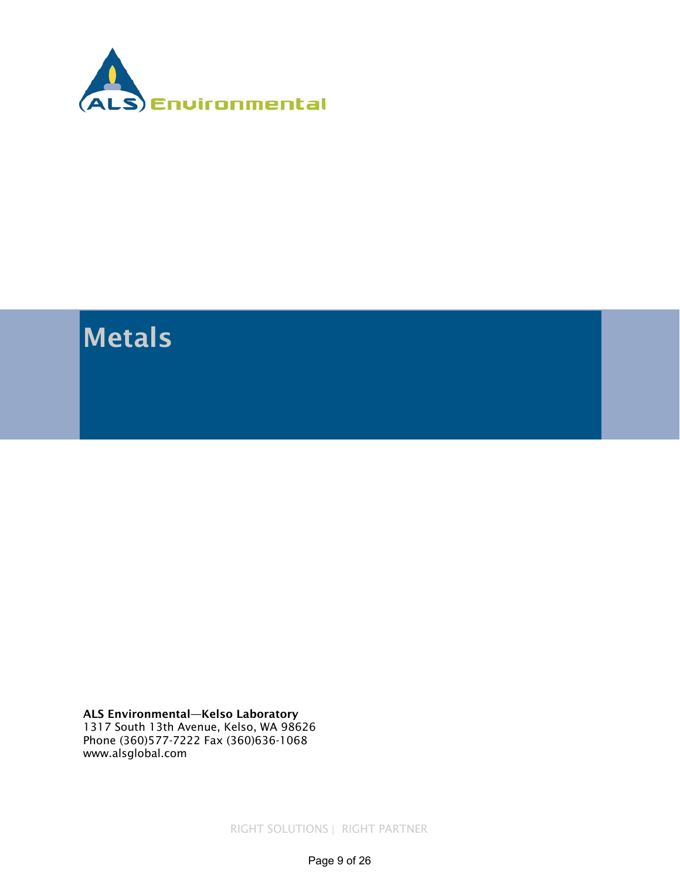ALS Environmental

# Metals

**ALS Environmental—Kelso Laboratory**
1317 South 13th Avenue, Kelso, WA 98626
Phone (360)577-7222 Fax (360)636-1068
www.alsglobal.com

RIGHT SOLUTIONS | RIGHT PARTNER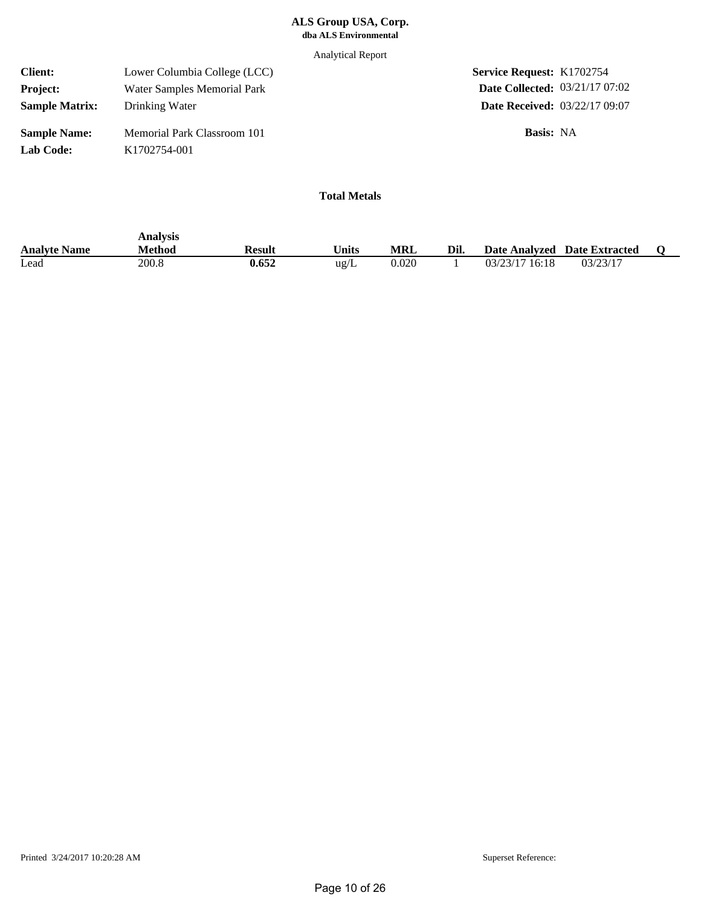**ALS Group USA, Corp.**
**dba ALS Environmental**

Analytical Report

| | | | |
|---|---|---|---|
| **Client:** | Lower Columbia College (LCC) | **Service Request:** | K1702754 |
| **Project:** | Water Samples Memorial Park | **Date Collected:** | 03/21/17 07:02 |
| **Sample Matrix:** | Drinking Water | **Date Received:** | 03/22/17 09:07 |
| **Sample Name:** | Memorial Park Classroom 101 | **Basis:** | NA |
| **Lab Code:** | K1702754-001 | | |

## Total Metals

| Analyte Name | Analysis Method | Result | Units | MRL | Dil. | Date Analyzed | Date Extracted | Q |
|---|---|---|---|---|---|---|---|---|
| Lead | 200.8 | **0.652** | ug/L | 0.020 | 1 | 03/23/17 16:18 | 03/23/17 | |

Printed 3/24/2017 10:20:28 AM

Superset Reference: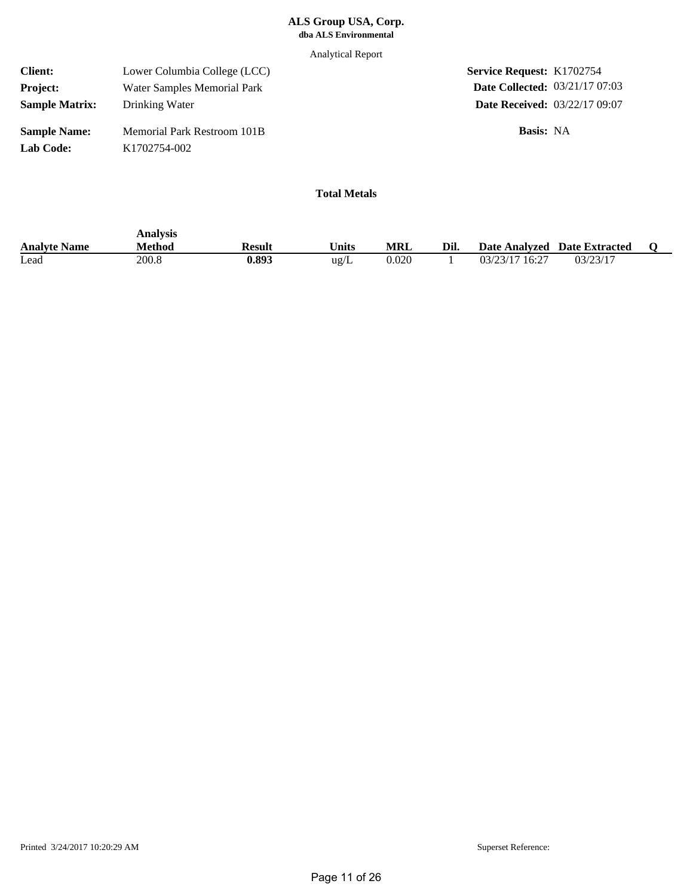**ALS Group USA, Corp.**
**dba ALS Environmental**

Analytical Report

| | | | |
|---|---|---|---|
| **Client:** | Lower Columbia College (LCC) | **Service Request:** | K1702754 |
| **Project:** | Water Samples Memorial Park | **Date Collected:** | 03/21/17 07:03 |
| **Sample Matrix:** | Drinking Water | **Date Received:** | 03/22/17 09:07 |
| **Sample Name:** | Memorial Park Restroom 101B | **Basis:** | NA |
| **Lab Code:** | K1702754-002 | | |

## Total Metals

| Analyte Name | Analysis Method | Result | Units | MRL | Dil. | Date Analyzed | Date Extracted | Q |
|---|---|---|---|---|---|---|---|---|
| Lead | 200.8 | **0.893** | ug/L | 0.020 | 1 | 03/23/17 16:27 | 03/23/17 | |

Printed 3/24/2017 10:20:29 AM

Superset Reference: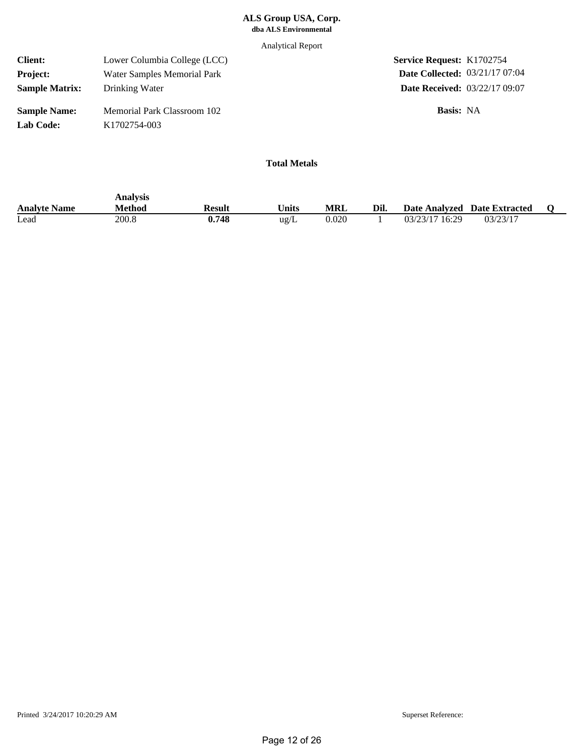**ALS Group USA, Corp.**
**dba ALS Environmental**

Analytical Report

| | | | |
|---|---|---|---|
| **Client:** | Lower Columbia College (LCC) | **Service Request:** | K1702754 |
| **Project:** | Water Samples Memorial Park | **Date Collected:** | 03/21/17 07:04 |
| **Sample Matrix:** | Drinking Water | **Date Received:** | 03/22/17 09:07 |
| **Sample Name:** | Memorial Park Classroom 102 | **Basis:** | NA |
| **Lab Code:** | K1702754-003 | | |

### Total Metals

| Analyte Name | Analysis Method | Result | Units | MRL | Dil. | Date Analyzed | Date Extracted | Q |
|---|---|---|---|---|---|---|---|---|
| Lead | 200.8 | **0.748** | ug/L | 0.020 | 1 | 03/23/17 16:29 | 03/23/17 | |

Printed 3/24/2017 10:20:29 AM

Superset Reference: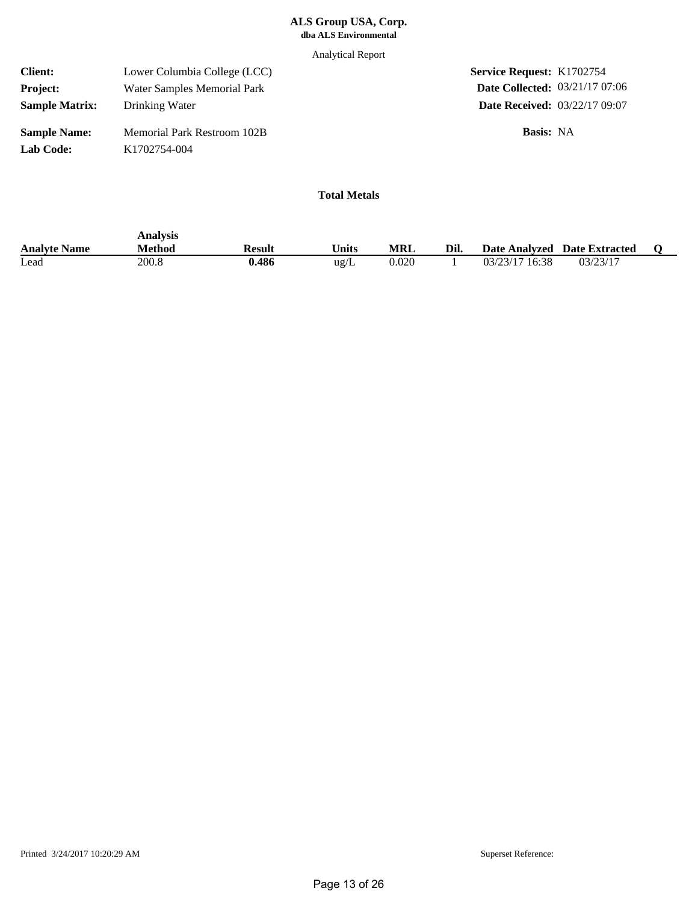**ALS Group USA, Corp.**
**dba ALS Environmental**

Analytical Report

| | | | |
|---|---|---|---|
| **Client:** | Lower Columbia College (LCC) | **Service Request:** | K1702754 |
| **Project:** | Water Samples Memorial Park | **Date Collected:** | 03/21/17 07:06 |
| **Sample Matrix:** | Drinking Water | **Date Received:** | 03/22/17 09:07 |
| **Sample Name:** | Memorial Park Restroom 102B | **Basis:** | NA |
| **Lab Code:** | K1702754-004 | | |

### Total Metals

| Analyte Name | Analysis Method | Result | Units | MRL | Dil. | Date Analyzed | Date Extracted | Q |
|---|---|---|---|---|---|---|---|---|
| Lead | 200.8 | **0.486** | ug/L | 0.020 | 1 | 03/23/17 16:38 | 03/23/17 | |

Printed 3/24/2017 10:20:29 AM

Superset Reference: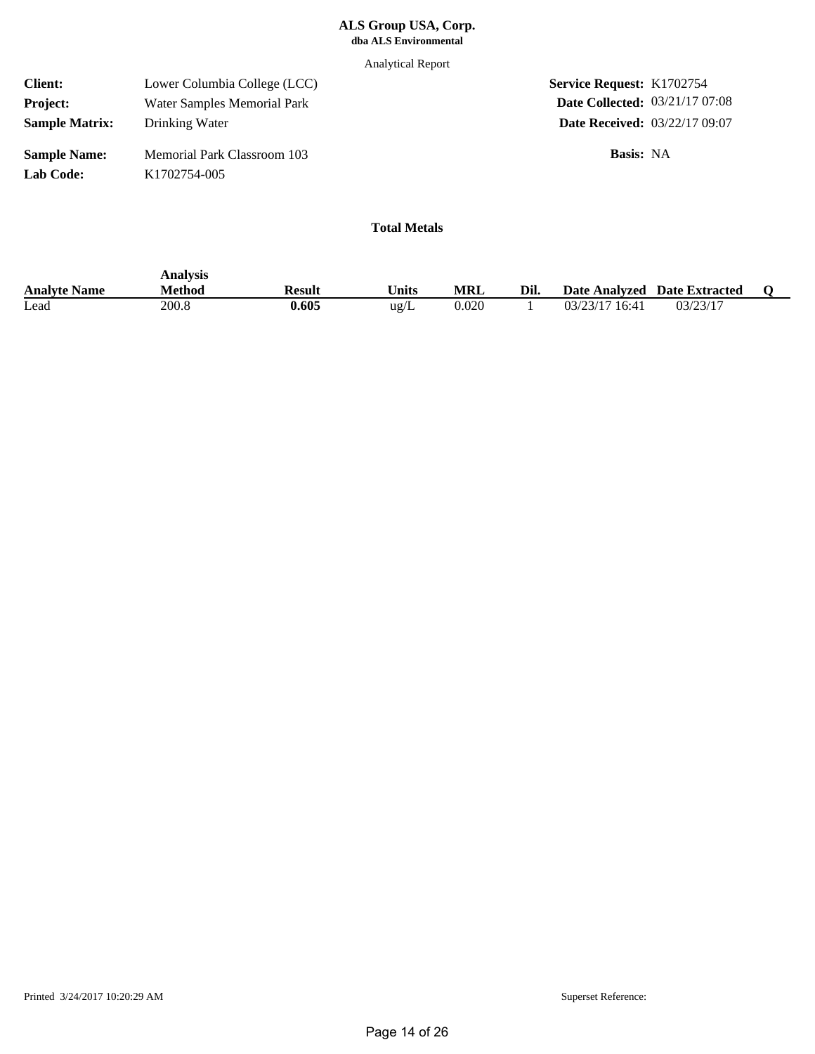**ALS Group USA, Corp.**
**dba ALS Environmental**

Analytical Report

| | | | |
|---|---|---|---|
| **Client:** | Lower Columbia College (LCC) | **Service Request:** | K1702754 |
| **Project:** | Water Samples Memorial Park | **Date Collected:** | 03/21/17 07:08 |
| **Sample Matrix:** | Drinking Water | **Date Received:** | 03/22/17 09:07 |
| **Sample Name:** | Memorial Park Classroom 103 | **Basis:** | NA |
| **Lab Code:** | K1702754-005 | | |

## Total Metals

| Analyte Name | Analysis Method | Result | Units | MRL | Dil. | Date Analyzed | Date Extracted | Q |
|---|---|---|---|---|---|---|---|---|
| Lead | 200.8 | **0.605** | ug/L | 0.020 | 1 | 03/23/17 16:41 | 03/23/17 | |

Printed 3/24/2017 10:20:29 AM

Superset Reference: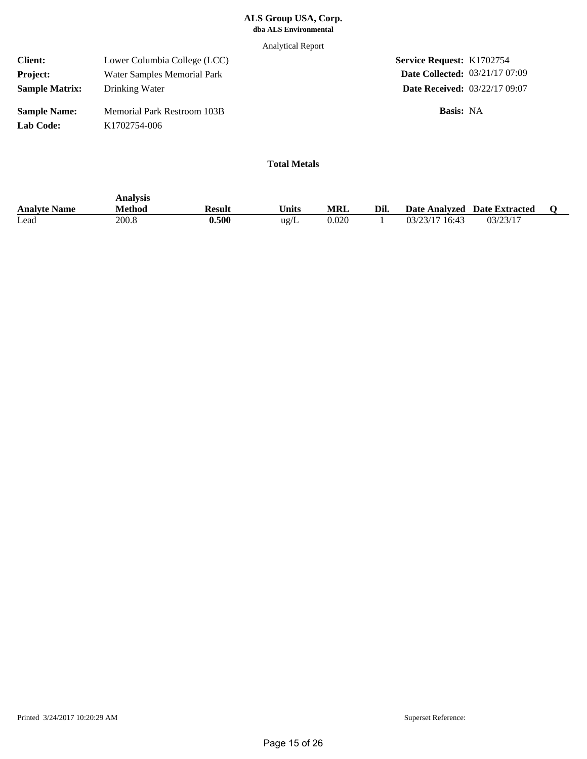**ALS Group USA, Corp.**
**dba ALS Environmental**

Analytical Report

| | | | |
|---|---|---|---|
| **Client:** | Lower Columbia College (LCC) | **Service Request:** | K1702754 |
| **Project:** | Water Samples Memorial Park | **Date Collected:** | 03/21/17 07:09 |
| **Sample Matrix:** | Drinking Water | **Date Received:** | 03/22/17 09:07 |
| **Sample Name:** | Memorial Park Restroom 103B | **Basis:** | NA |
| **Lab Code:** | K1702754-006 | | |

## Total Metals

| Analyte Name | Analysis Method | Result | Units | MRL | Dil. | Date Analyzed | Date Extracted | Q |
|---|---|---|---|---|---|---|---|---|
| Lead | 200.8 | **0.500** | ug/L | 0.020 | 1 | 03/23/17 16:43 | 03/23/17 | |

Printed 3/24/2017 10:20:29 AM

Superset Reference: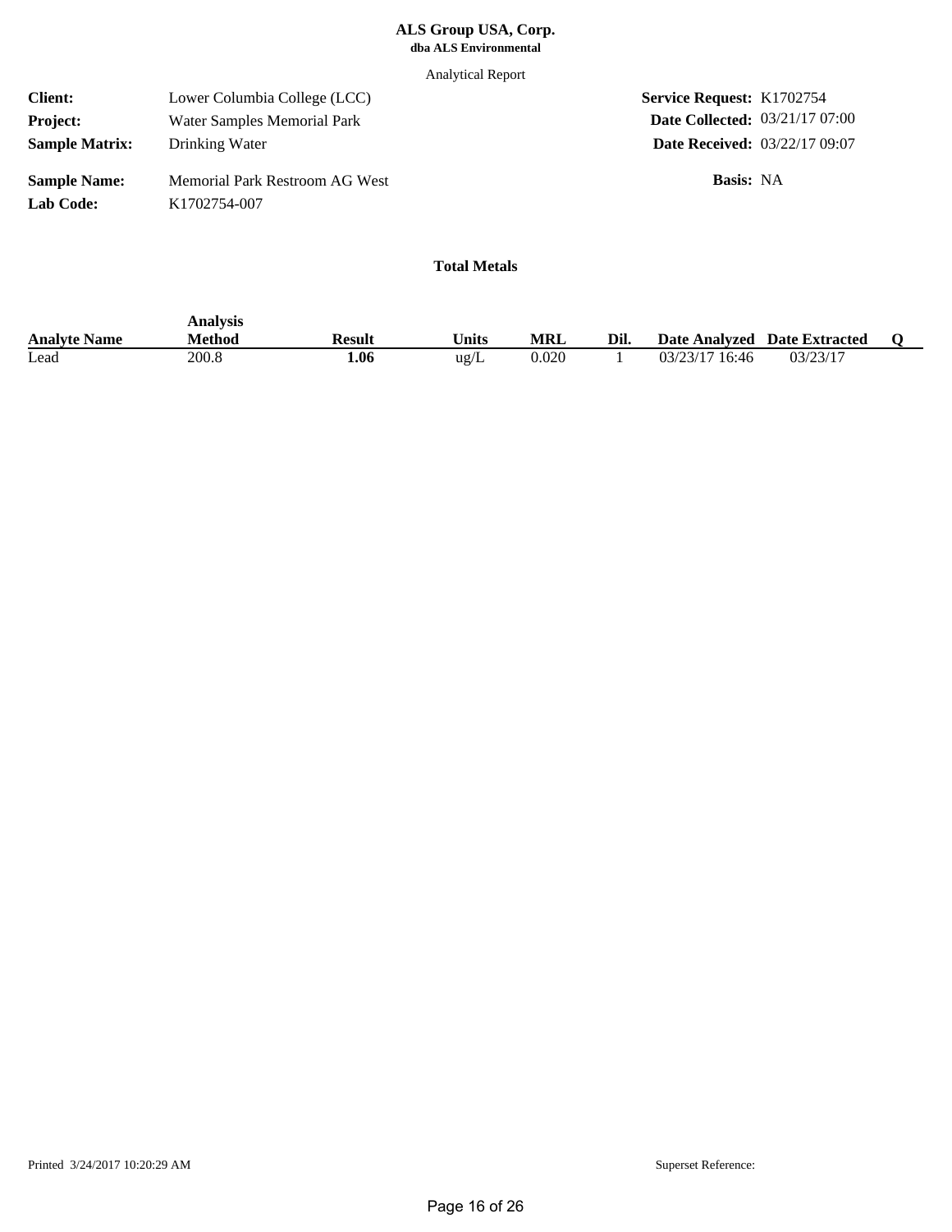**ALS Group USA, Corp.**
**dba ALS Environmental**

Analytical Report

| | | | |
|---|---|---|---|
| **Client:** | Lower Columbia College (LCC) | **Service Request:** | K1702754 |
| **Project:** | Water Samples Memorial Park | **Date Collected:** | 03/21/17 07:00 |
| **Sample Matrix:** | Drinking Water | **Date Received:** | 03/22/17 09:07 |
| **Sample Name:** | Memorial Park Restroom AG West | **Basis:** | NA |
| **Lab Code:** | K1702754-007 | | |

## Total Metals

| Analyte Name | Analysis Method | Result | Units | MRL | Dil. | Date Analyzed | Date Extracted | Q |
|---|---|---|---|---|---|---|---|---|
| Lead | 200.8 | **1.06** | ug/L | 0.020 | 1 | 03/23/17 16:46 | 03/23/17 | |

Printed 3/24/2017 10:20:29 AM

Superset Reference: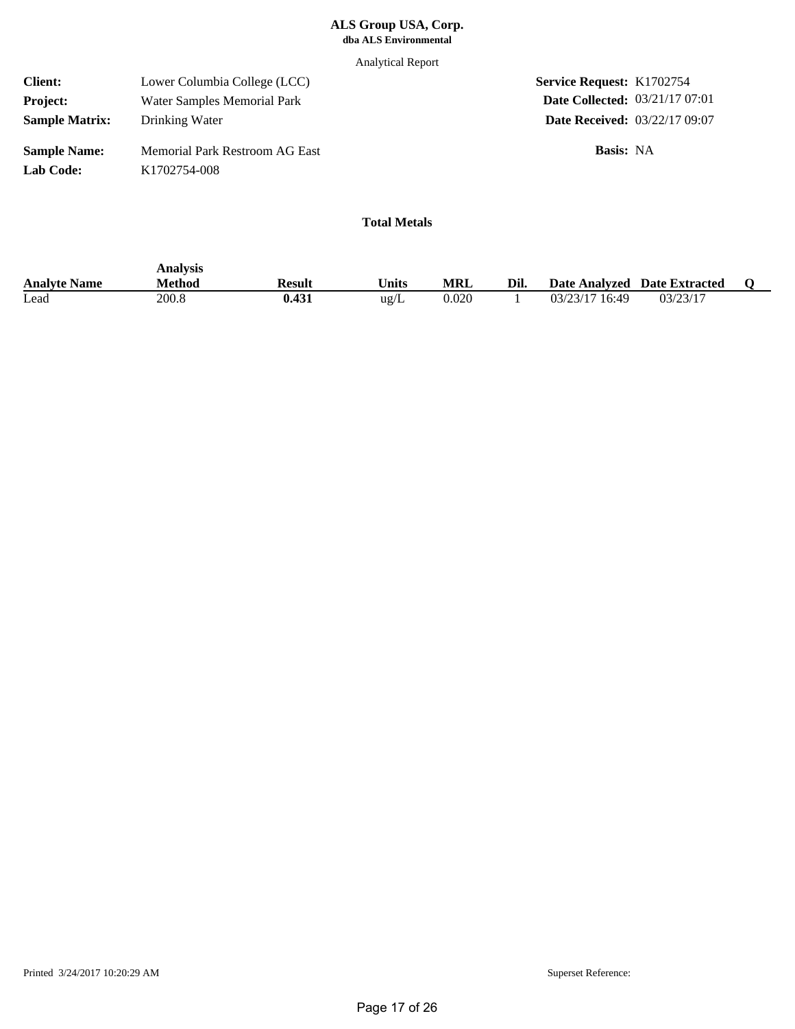**ALS Group USA, Corp.**
**dba ALS Environmental**

Analytical Report

| | | | |
|---|---|---|---|
| **Client:** | Lower Columbia College (LCC) | **Service Request:** | K1702754 |
| **Project:** | Water Samples Memorial Park | **Date Collected:** | 03/21/17 07:01 |
| **Sample Matrix:** | Drinking Water | **Date Received:** | 03/22/17 09:07 |
| **Sample Name:** | Memorial Park Restroom AG East | **Basis:** | NA |
| **Lab Code:** | K1702754-008 | | |

## Total Metals

| Analyte Name | Analysis Method | Result | Units | MRL | Dil. | Date Analyzed | Date Extracted | Q |
|---|---|---|---|---|---|---|---|---|
| Lead | 200.8 | **0.431** | ug/L | 0.020 | 1 | 03/23/17 16:49 | 03/23/17 | |

Printed 3/24/2017 10:20:29 AM

Superset Reference: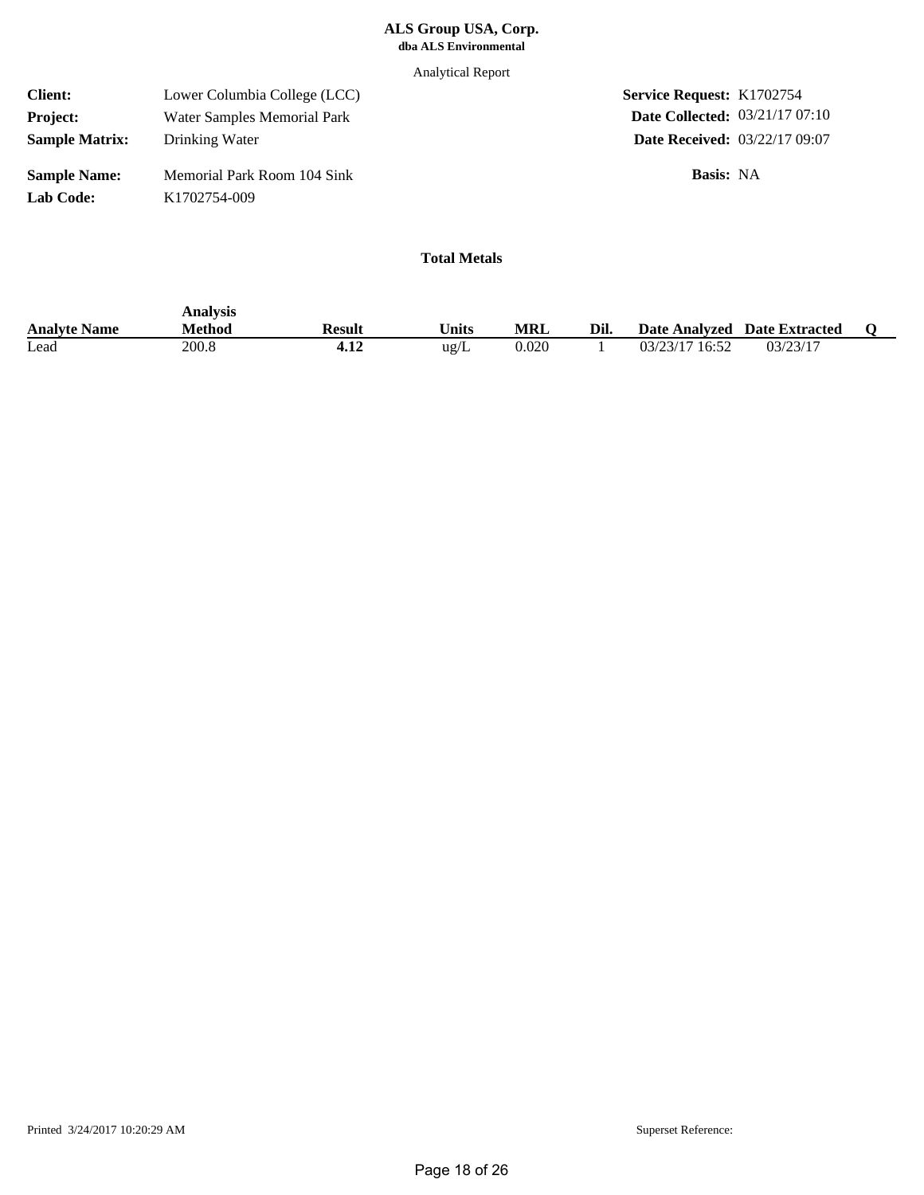**ALS Group USA, Corp.**
**dba ALS Environmental**

Analytical Report

| | | | |
|---|---|---|---|
| **Client:** | Lower Columbia College (LCC) | **Service Request:** | K1702754 |
| **Project:** | Water Samples Memorial Park | **Date Collected:** | 03/21/17 07:10 |
| **Sample Matrix:** | Drinking Water | **Date Received:** | 03/22/17 09:07 |
| **Sample Name:** | Memorial Park Room 104 Sink | **Basis:** | NA |
| **Lab Code:** | K1702754-009 | | |

**Total Metals**

| Analyte Name | Analysis Method | Result | Units | MRL | Dil. | Date Analyzed | Date Extracted | Q |
|---|---|---|---|---|---|---|---|---|
| Lead | 200.8 | **4.12** | ug/L | 0.020 | 1 | 03/23/17 16:52 | 03/23/17 | |

Printed 3/24/2017 10:20:29 AM

Superset Reference: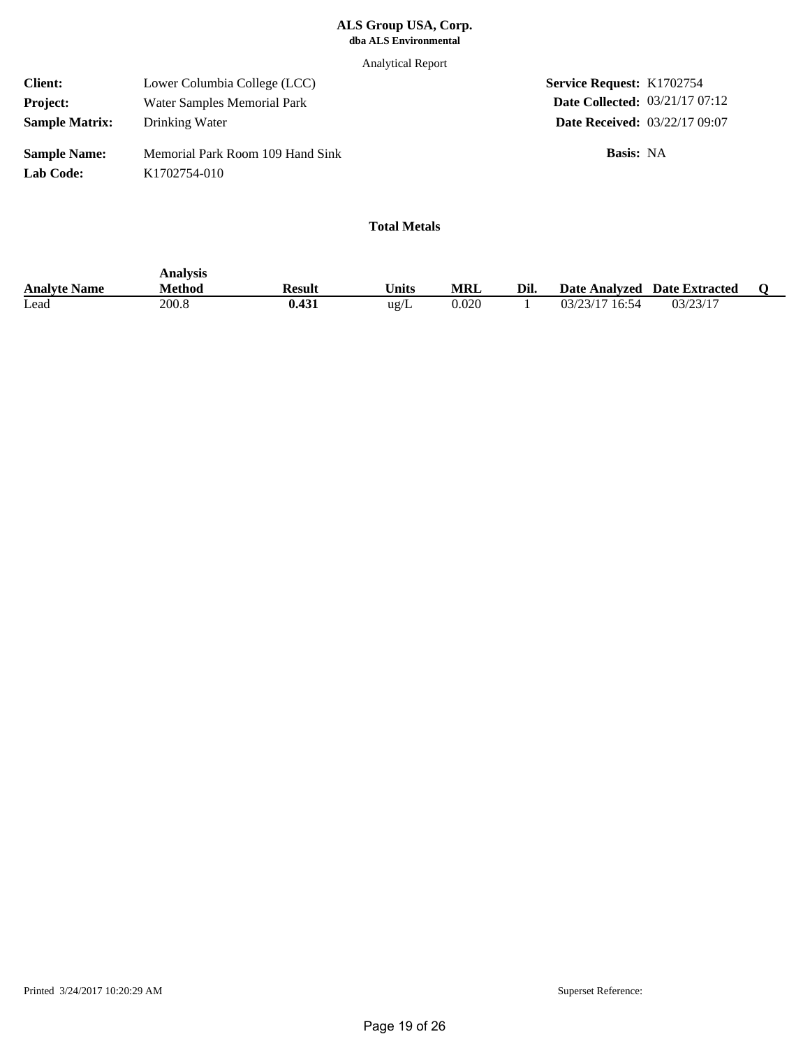**ALS Group USA, Corp.**
**dba ALS Environmental**

Analytical Report

| | | | |
|---|---|---|---|
| **Client:** | Lower Columbia College (LCC) | **Service Request:** | K1702754 |
| **Project:** | Water Samples Memorial Park | **Date Collected:** | 03/21/17 07:12 |
| **Sample Matrix:** | Drinking Water | **Date Received:** | 03/22/17 09:07 |
| **Sample Name:** | Memorial Park Room 109 Hand Sink | **Basis:** | NA |
| **Lab Code:** | K1702754-010 | | |

## Total Metals

| Analyte Name | Analysis Method | Result | Units | MRL | Dil. | Date Analyzed | Date Extracted | Q |
|---|---|---|---|---|---|---|---|---|
| Lead | 200.8 | **0.431** | ug/L | 0.020 | 1 | 03/23/17 16:54 | 03/23/17 | |

Printed 3/24/2017 10:20:29 AM

Superset Reference: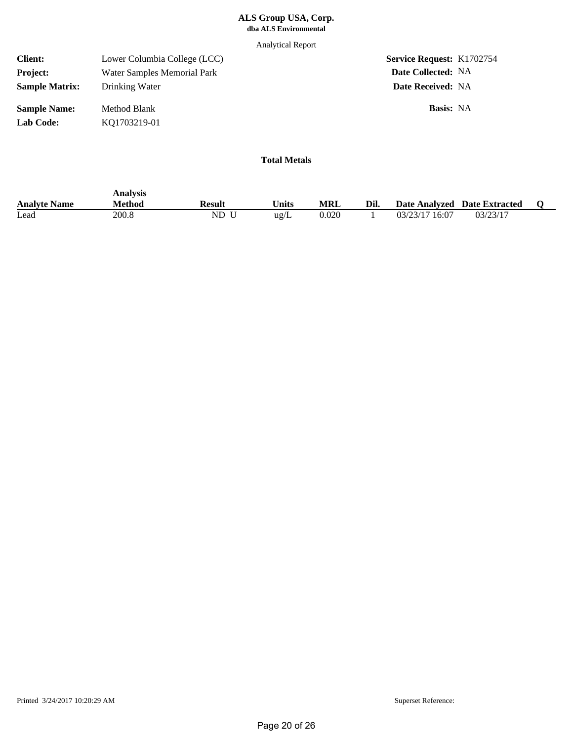**ALS Group USA, Corp.**
**dba ALS Environmental**

Analytical Report

| | | | |
|---|---|---|---|
| **Client:** | Lower Columbia College (LCC) | **Service Request:** | K1702754 |
| **Project:** | Water Samples Memorial Park | **Date Collected:** | NA |
| **Sample Matrix:** | Drinking Water | **Date Received:** | NA |
| **Sample Name:** | Method Blank | **Basis:** | NA |
| **Lab Code:** | KQ1703219-01 | | |

## Total Metals

| Analyte Name | Analysis Method | Result | Units | MRL | Dil. | Date Analyzed | Date Extracted | Q |
|---|---|---|---|---|---|---|---|---|
| Lead | 200.8 | ND U | ug/L | 0.020 | 1 | 03/23/17 16:07 | 03/23/17 | |

Printed 3/24/2017 10:20:29 AM

Superset Reference: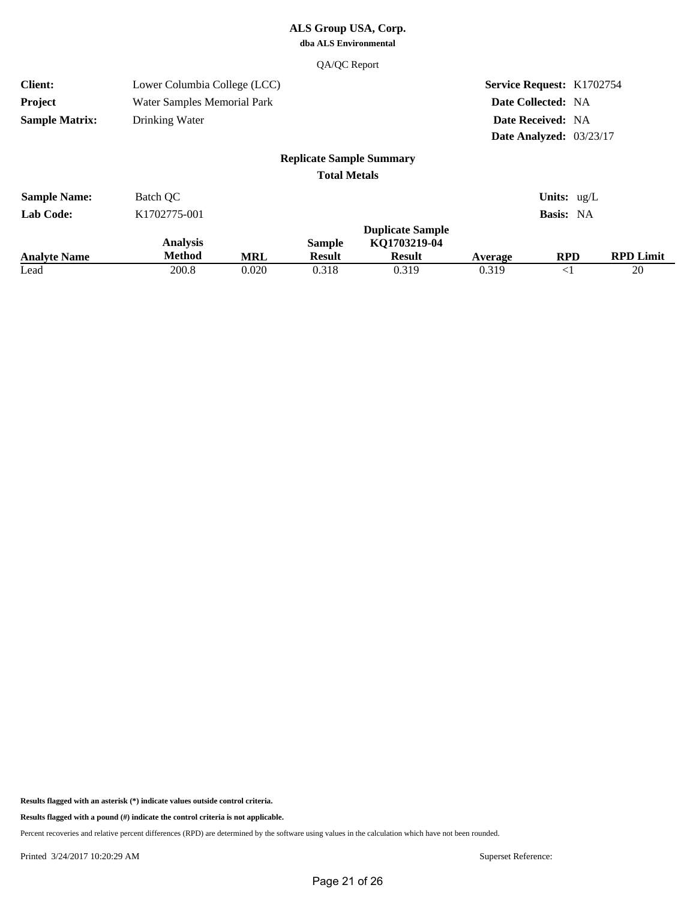**ALS Group USA, Corp.**
**dba ALS Environmental**

QA/QC Report

| | | | |
|---|---|---|---|
| **Client:** | Lower Columbia College (LCC) | **Service Request:** | K1702754 |
| **Project** | Water Samples Memorial Park | **Date Collected:** | NA |
| **Sample Matrix:** | Drinking Water | **Date Received:** | NA |
| | | **Date Analyzed:** | 03/23/17 |

## Replicate Sample Summary

### Total Metals

| | | | |
|---|---|---|---|
| **Sample Name:** | Batch QC | **Units:** | ug/L |
| **Lab Code:** | K1702775-001 | **Basis:** | NA |

| Analyte Name | Analysis Method | MRL | Sample Result | Duplicate Sample KQ1703219-04 Result | Average | RPD | RPD Limit |
|---|---|---|---|---|---|---|---|
| Lead | 200.8 | 0.020 | 0.318 | 0.319 | 0.319 | <1 | 20 |

**Results flagged with an asterisk (*) indicate values outside control criteria.**

**Results flagged with a pound (#) indicate the control criteria is not applicable.**

Percent recoveries and relative percent differences (RPD) are determined by the software using values in the calculation which have not been rounded.

Printed 3/24/2017 10:20:29 AM

Superset Reference: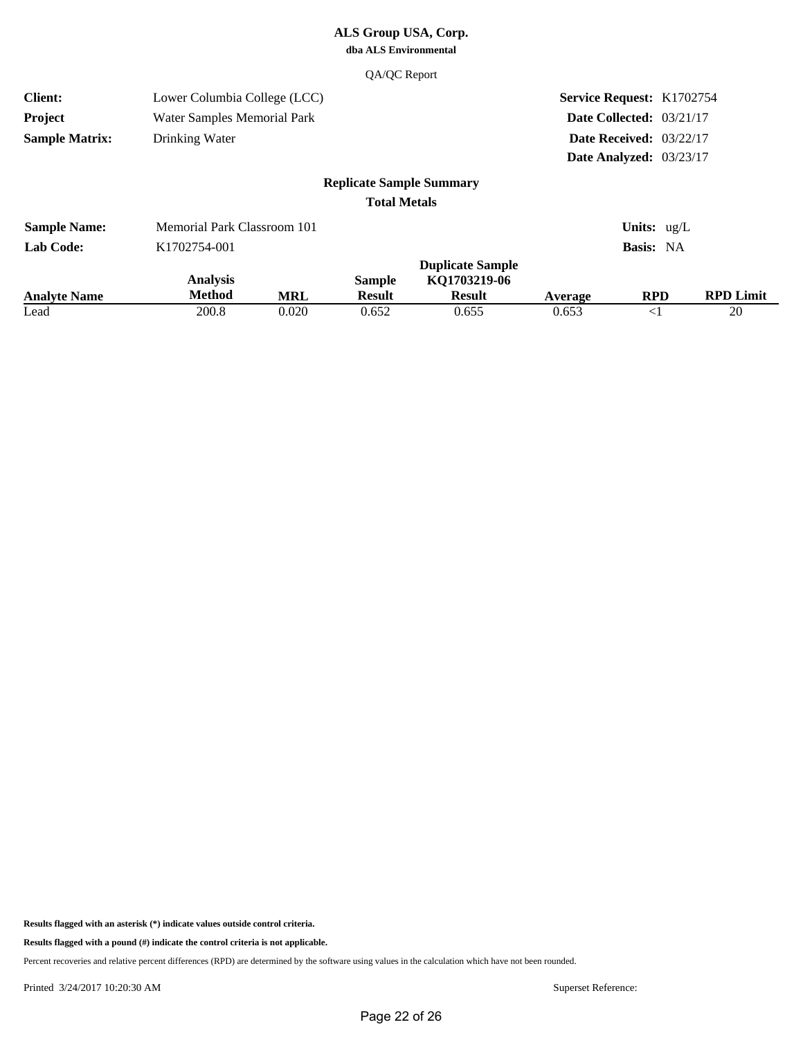**ALS Group USA, Corp.**
**dba ALS Environmental**

QA/QC Report

| | | | |
|---|---|---|---|
| **Client:** | Lower Columbia College (LCC) | **Service Request:** | K1702754 |
| **Project** | Water Samples Memorial Park | **Date Collected:** | 03/21/17 |
| **Sample Matrix:** | Drinking Water | **Date Received:** | 03/22/17 |
| | | **Date Analyzed:** | 03/23/17 |

## Replicate Sample Summary

### Total Metals

| | | | |
|---|---|---|---|
| **Sample Name:** | Memorial Park Classroom 101 | **Units:** | ug/L |
| **Lab Code:** | K1702754-001 | **Basis:** | NA |

| Analyte Name | Analysis Method | MRL | Sample Result | Duplicate Sample KQ1703219-06 Result | Average | RPD | RPD Limit |
|---|---|---|---|---|---|---|---|
| Lead | 200.8 | 0.020 | 0.652 | 0.655 | 0.653 | <1 | 20 |

**Results flagged with an asterisk (*) indicate values outside control criteria.**

**Results flagged with a pound (#) indicate the control criteria is not applicable.**

Percent recoveries and relative percent differences (RPD) are determined by the software using values in the calculation which have not been rounded.

Printed 3/24/2017 10:20:30 AM

Superset Reference: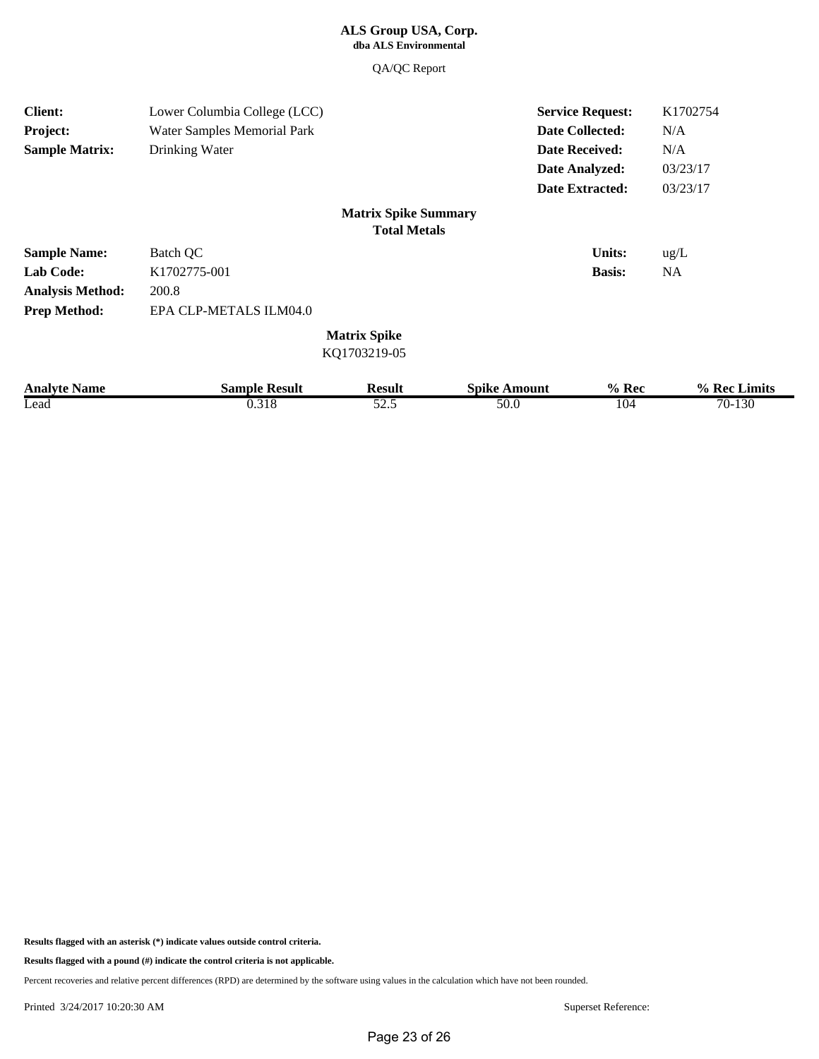**ALS Group USA, Corp.**
**dba ALS Environmental**

QA/QC Report

| | | | |
|---|---|---|---|
| **Client:** | Lower Columbia College (LCC) | **Service Request:** | K1702754 |
| **Project:** | Water Samples Memorial Park | **Date Collected:** | N/A |
| **Sample Matrix:** | Drinking Water | **Date Received:** | N/A |
| | | **Date Analyzed:** | 03/23/17 |
| | | **Date Extracted:** | 03/23/17 |

## Matrix Spike Summary
### Total Metals

| | | | |
|---|---|---|---|
| **Sample Name:** | Batch QC | **Units:** | ug/L |
| **Lab Code:** | K1702775-001 | **Basis:** | NA |
| **Analysis Method:** | 200.8 | | |
| **Prep Method:** | EPA CLP-METALS ILM04.0 | | |

**Matrix Spike**
KQ1703219-05

| Analyte Name | Sample Result | Result | Spike Amount | % Rec | % Rec Limits |
|---|---|---|---|---|---|
| Lead | 0.318 | 52.5 | 50.0 | 104 | 70-130 |

**Results flagged with an asterisk (*) indicate values outside control criteria.**

**Results flagged with a pound (#) indicate the control criteria is not applicable.**

Percent recoveries and relative percent differences (RPD) are determined by the software using values in the calculation which have not been rounded.

Printed 3/24/2017 10:20:30 AM

Superset Reference: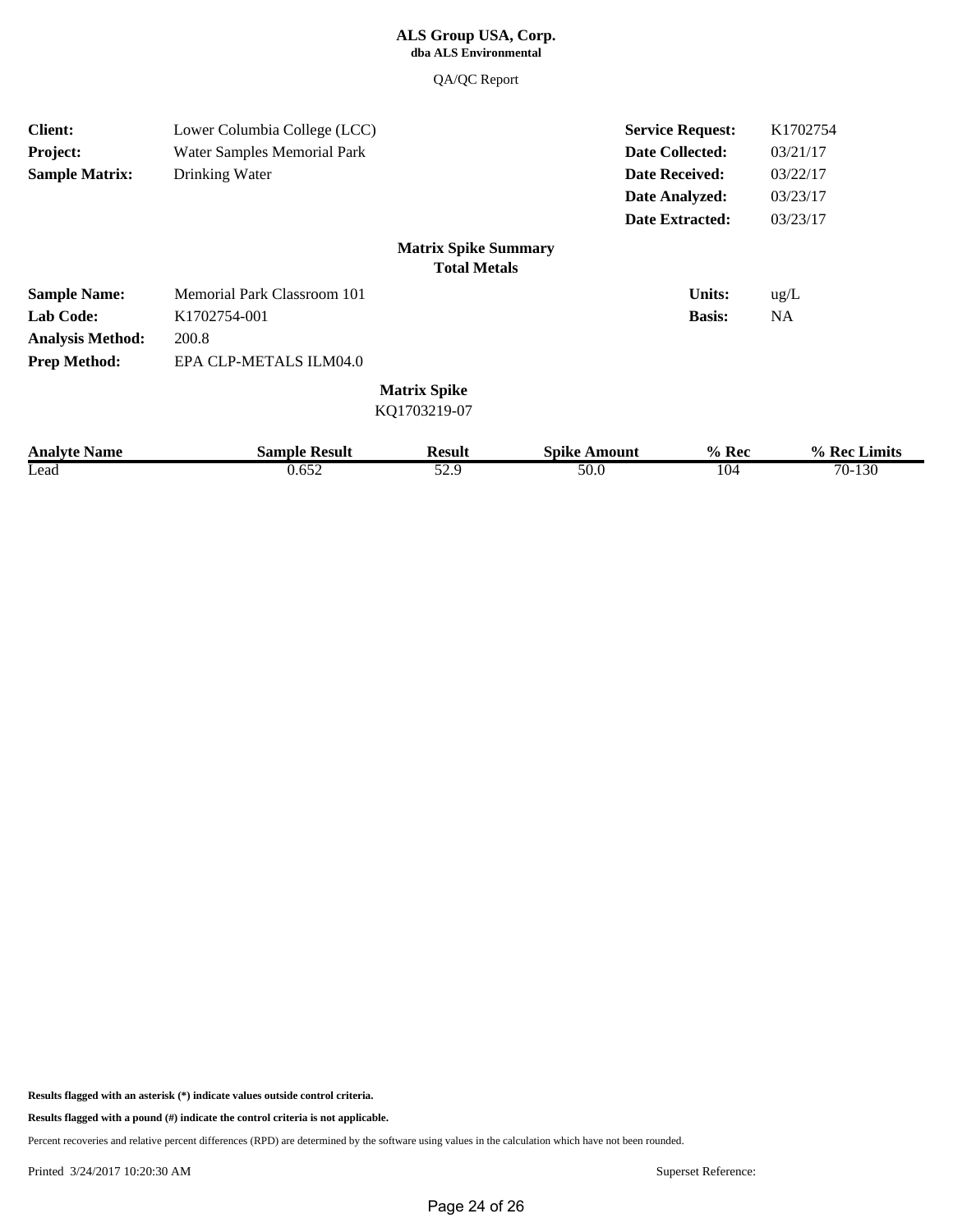**ALS Group USA, Corp.**
**dba ALS Environmental**

QA/QC Report

| | | | |
|---|---|---|---|
| **Client:** | Lower Columbia College (LCC) | **Service Request:** | K1702754 |
| **Project:** | Water Samples Memorial Park | **Date Collected:** | 03/21/17 |
| **Sample Matrix:** | Drinking Water | **Date Received:** | 03/22/17 |
| | | **Date Analyzed:** | 03/23/17 |
| | | **Date Extracted:** | 03/23/17 |

## Matrix Spike Summary
### Total Metals

| | | | |
|---|---|---|---|
| **Sample Name:** | Memorial Park Classroom 101 | **Units:** | ug/L |
| **Lab Code:** | K1702754-001 | **Basis:** | NA |
| **Analysis Method:** | 200.8 | | |
| **Prep Method:** | EPA CLP-METALS ILM04.0 | | |

**Matrix Spike**
KQ1703219-07

| Analyte Name | Sample Result | Result | Spike Amount | % Rec | % Rec Limits |
|---|---|---|---|---|---|
| Lead | 0.652 | 52.9 | 50.0 | 104 | 70-130 |

**Results flagged with an asterisk (*) indicate values outside control criteria.**

**Results flagged with a pound (#) indicate the control criteria is not applicable.**

Percent recoveries and relative percent differences (RPD) are determined by the software using values in the calculation which have not been rounded.

Printed 3/24/2017 10:20:30 AM

Superset Reference: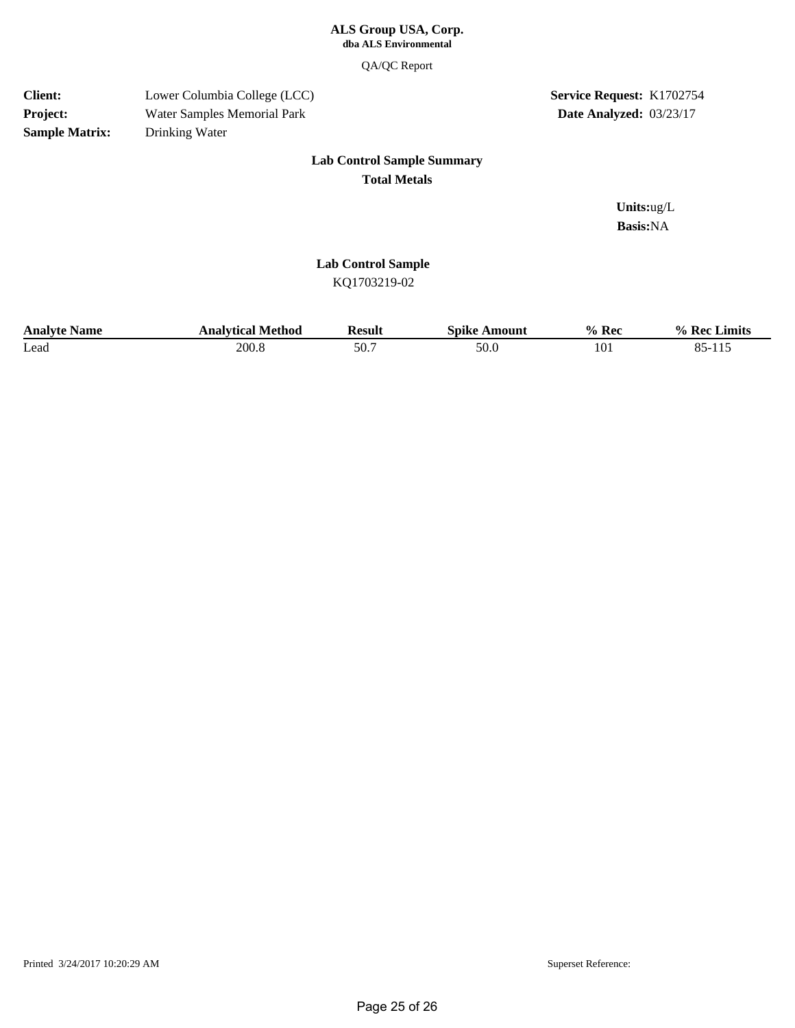**ALS Group USA, Corp.**
**dba ALS Environmental**

QA/QC Report

**Client:** Lower Columbia College (LCC)
**Project:** Water Samples Memorial Park
**Sample Matrix:** Drinking Water

**Service Request:** K1702754
**Date Analyzed:** 03/23/17

## Lab Control Sample Summary
### Total Metals

**Units:** ug/L
**Basis:** NA

**Lab Control Sample**
KQ1703219-02

| Analyte Name | Analytical Method | Result | Spike Amount | % Rec | % Rec Limits |
|---|---|---|---|---|---|
| Lead | 200.8 | 50.7 | 50.0 | 101 | 85-115 |

Printed 3/24/2017 10:20:29 AM

Superset Reference: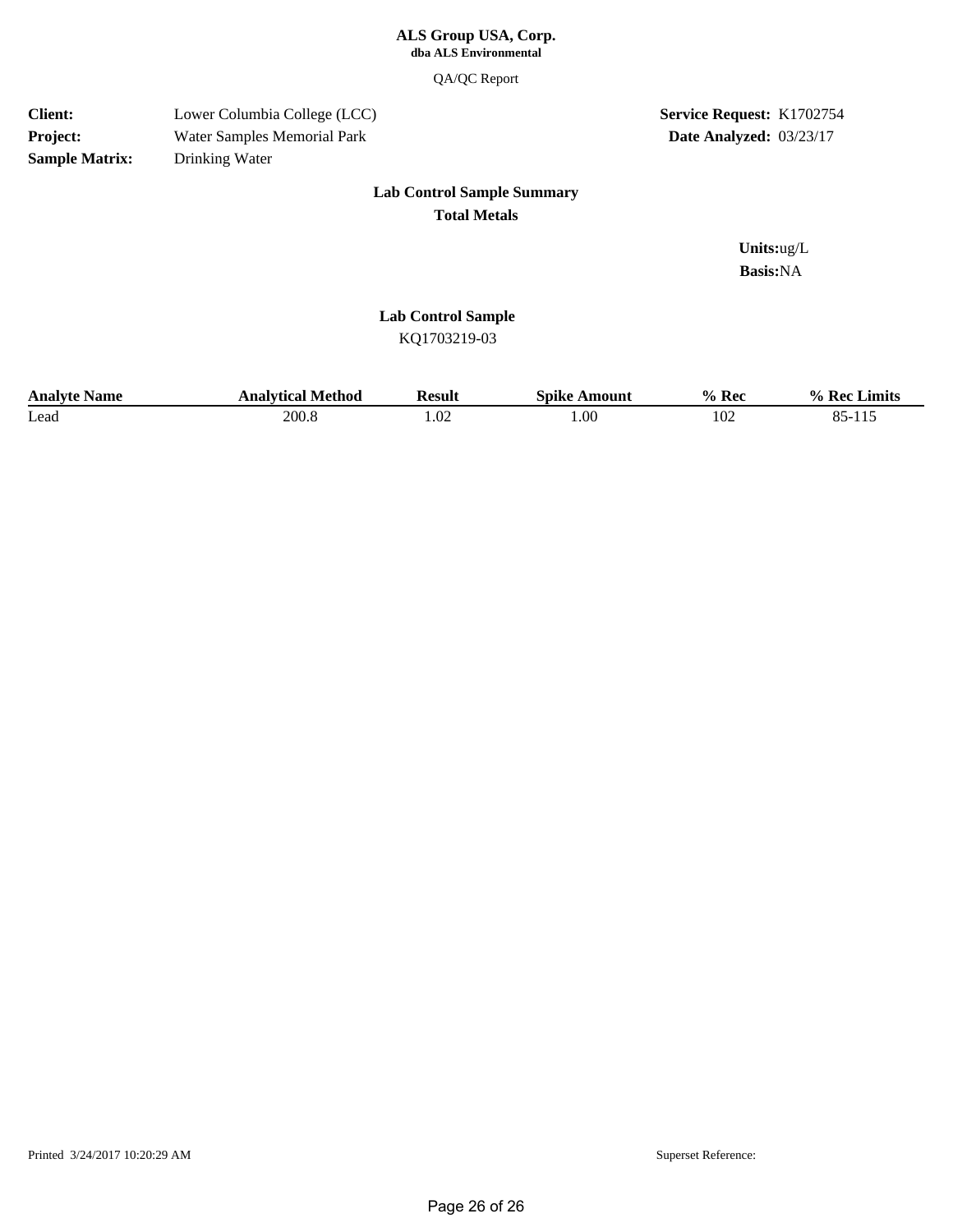**ALS Group USA, Corp.**
**dba ALS Environmental**

QA/QC Report

**Client:** Lower Columbia College (LCC)
**Project:** Water Samples Memorial Park
**Sample Matrix:** Drinking Water

**Service Request:** K1702754
**Date Analyzed:** 03/23/17

## Lab Control Sample Summary
### Total Metals

**Units:** ug/L
**Basis:** NA

**Lab Control Sample**
KQ1703219-03

| Analyte Name | Analytical Method | Result | Spike Amount | % Rec | % Rec Limits |
|---|---|---|---|---|---|
| Lead | 200.8 | 1.02 | 1.00 | 102 | 85-115 |

Printed 3/24/2017 10:20:29 AM

Superset Reference: